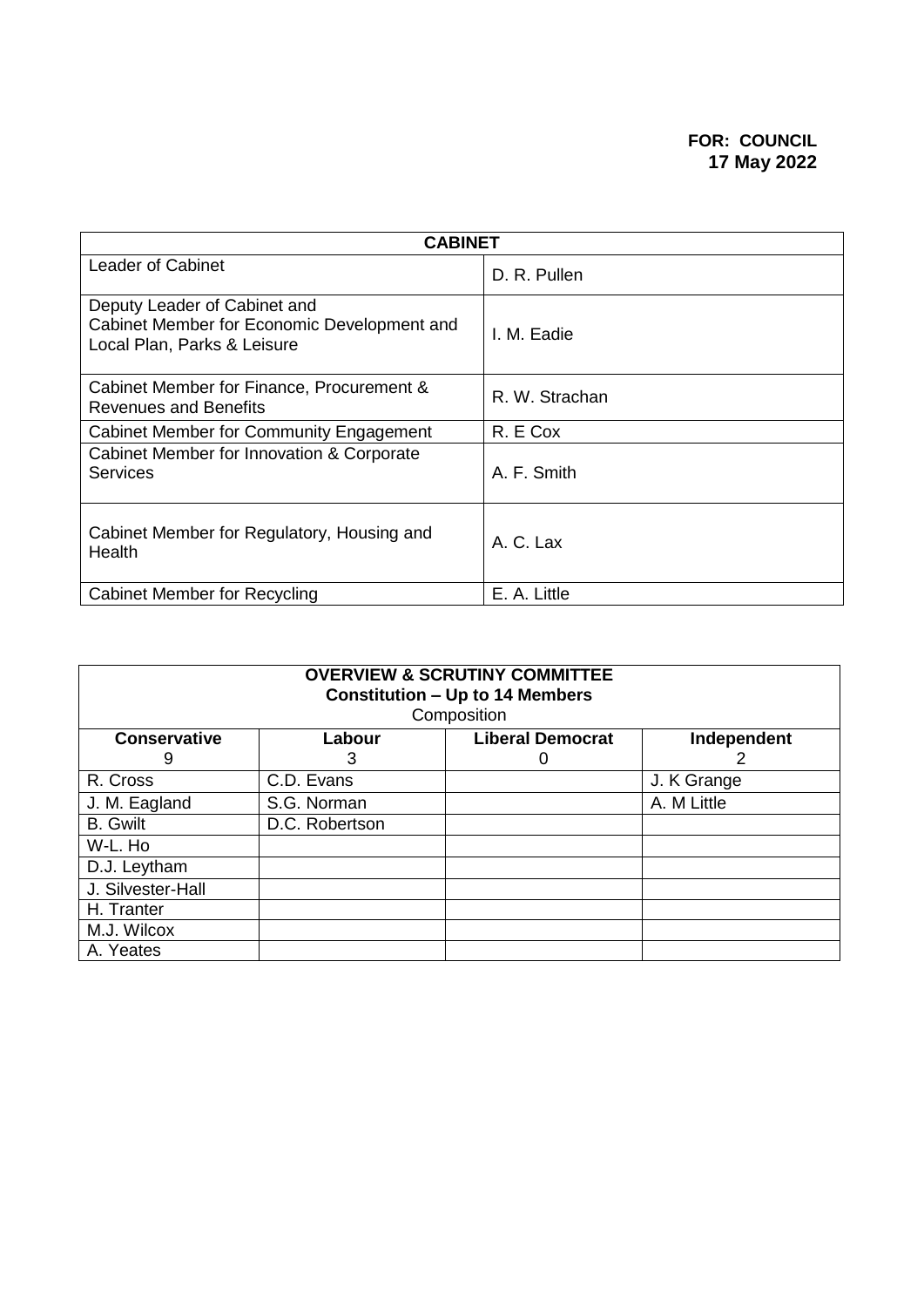**FOR: COUNCIL**
**17 May 2022**

| CABINET | |
|---|---|
| Leader of Cabinet | D. R. Pullen |
| Deputy Leader of Cabinet and Cabinet Member for Economic Development and Local Plan, Parks & Leisure | I. M. Eadie |
| Cabinet Member for Finance, Procurement & Revenues and Benefits | R. W. Strachan |
| Cabinet Member for Community Engagement | R. E Cox |
| Cabinet Member for Innovation & Corporate Services | A. F. Smith |
| Cabinet Member for Regulatory, Housing and Health | A. C. Lax |
| Cabinet Member for Recycling | E. A. Little |

| OVERVIEW & SCRUTINY COMMITTEE<br>Constitution – Up to 14 Members<br>Composition | | | |
|---|---|---|---|
| **Conservative**<br>9 | **Labour**<br>3 | **Liberal Democrat**<br>0 | **Independent**<br>2 |
| R. Cross | C.D. Evans | | J. K Grange |
| J. M. Eagland | S.G. Norman | | A. M Little |
| B. Gwilt | D.C. Robertson | | |
| W-L. Ho | | | |
| D.J. Leytham | | | |
| J. Silvester-Hall | | | |
| H. Tranter | | | |
| M.J. Wilcox | | | |
| A. Yeates | | | |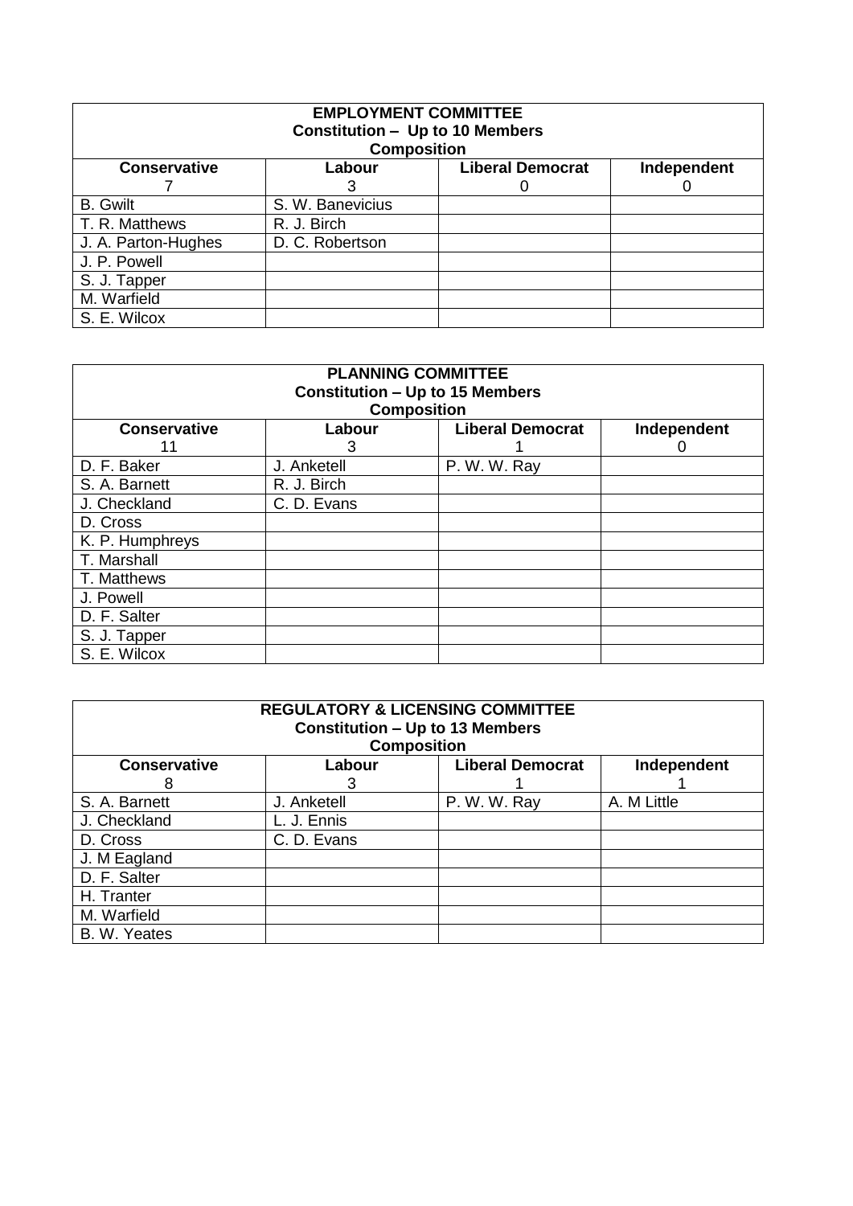| EMPLOYMENT COMMITTEE<br>Constitution – Up to 10 Members<br>Composition | | | |
|---|---|---|---|
| **Conservative**<br>7 | **Labour**<br>3 | **Liberal Democrat**<br>0 | **Independent**<br>0 |
| B. Gwilt | S. W. Banevicius | | |
| T. R. Matthews | R. J. Birch | | |
| J. A. Parton-Hughes | D. C. Robertson | | |
| J. P. Powell | | | |
| S. J. Tapper | | | |
| M. Warfield | | | |
| S. E. Wilcox | | | |

| PLANNING COMMITTEE<br>Constitution – Up to 15 Members<br>Composition | | | |
|---|---|---|---|
| **Conservative**<br>11 | **Labour**<br>3 | **Liberal Democrat**<br>1 | **Independent**<br>0 |
| D. F. Baker | J. Anketell | P. W. W. Ray | |
| S. A. Barnett | R. J. Birch | | |
| J. Checkland | C. D. Evans | | |
| D. Cross | | | |
| K. P. Humphreys | | | |
| T. Marshall | | | |
| T. Matthews | | | |
| J. Powell | | | |
| D. F. Salter | | | |
| S. J. Tapper | | | |
| S. E. Wilcox | | | |

| REGULATORY & LICENSING COMMITTEE<br>Constitution – Up to 13 Members<br>Composition | | | |
|---|---|---|---|
| **Conservative**<br>8 | **Labour**<br>3 | **Liberal Democrat**<br>1 | **Independent**<br>1 |
| S. A. Barnett | J. Anketell | P. W. W. Ray | A. M Little |
| J. Checkland | L. J. Ennis | | |
| D. Cross | C. D. Evans | | |
| J. M Eagland | | | |
| D. F. Salter | | | |
| H. Tranter | | | |
| M. Warfield | | | |
| B. W. Yeates | | | |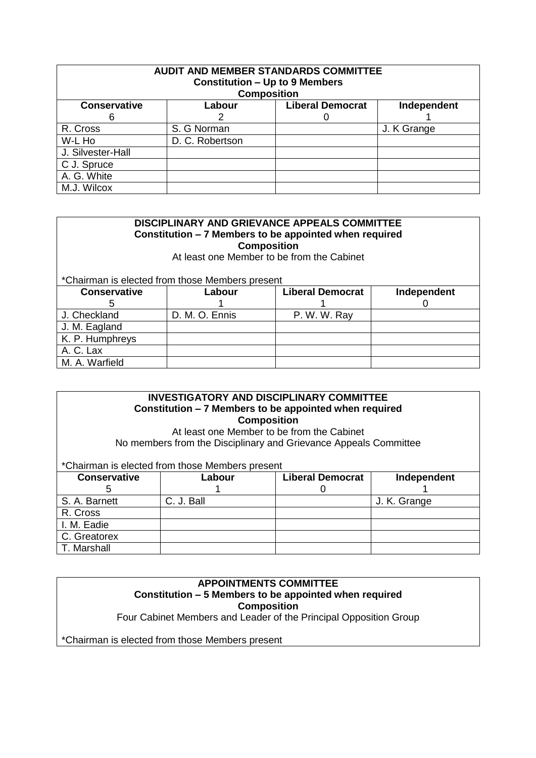**AUDIT AND MEMBER STANDARDS COMMITTEE**
**Constitution – Up to 9 Members**
**Composition**

| Conservative 6 | Labour 2 | Liberal Democrat 0 | Independent 1 |
|---|---|---|---|
| R. Cross | S. G Norman | | J. K Grange |
| W-L Ho | D. C. Robertson | | |
| J. Silvester-Hall | | | |
| C J. Spruce | | | |
| A. G. White | | | |
| M.J. Wilcox | | | |

**DISCIPLINARY AND GRIEVANCE APPEALS COMMITTEE**
**Constitution – 7 Members to be appointed when required**
**Composition**

At least one Member to be from the Cabinet

*Chairman is elected from those Members present

| Conservative 5 | Labour 1 | Liberal Democrat 1 | Independent 0 |
|---|---|---|---|
| J. Checkland | D. M. O. Ennis | P. W. W. Ray | |
| J. M. Eagland | | | |
| K. P. Humphreys | | | |
| A. C. Lax | | | |
| M. A. Warfield | | | |

**INVESTIGATORY AND DISCIPLINARY COMMITTEE**
**Constitution – 7 Members to be appointed when required**
**Composition**

At least one Member to be from the Cabinet

No members from the Disciplinary and Grievance Appeals Committee

*Chairman is elected from those Members present

| Conservative 5 | Labour 1 | Liberal Democrat 0 | Independent 1 |
|---|---|---|---|
| S. A. Barnett | C. J. Ball | | J. K. Grange |
| R. Cross | | | |
| I. M. Eadie | | | |
| C. Greatorex | | | |
| T. Marshall | | | |

**APPOINTMENTS COMMITTEE**
**Constitution – 5 Members to be appointed when required**
**Composition**

Four Cabinet Members and Leader of the Principal Opposition Group

*Chairman is elected from those Members present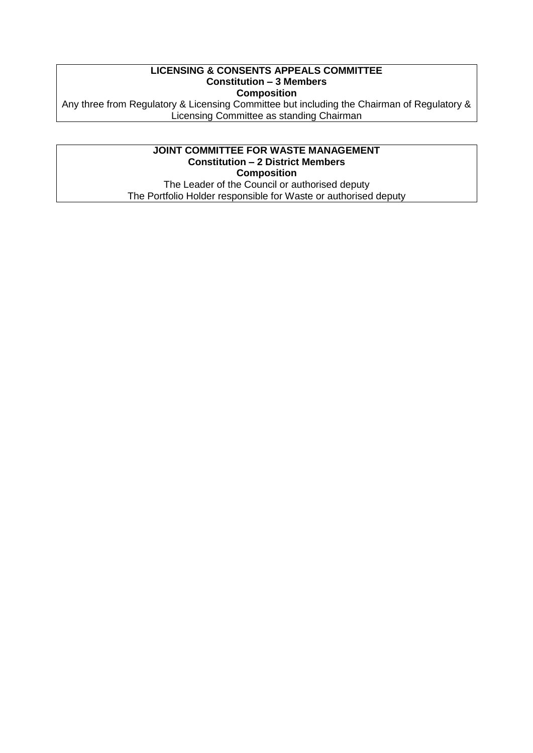**LICENSING & CONSENTS APPEALS COMMITTEE**
**Constitution – 3 Members**
**Composition**

Any three from Regulatory & Licensing Committee but including the Chairman of Regulatory & Licensing Committee as standing Chairman

**JOINT COMMITTEE FOR WASTE MANAGEMENT**
**Constitution – 2 District Members**
**Composition**

The Leader of the Council or authorised deputy
The Portfolio Holder responsible for Waste or authorised deputy